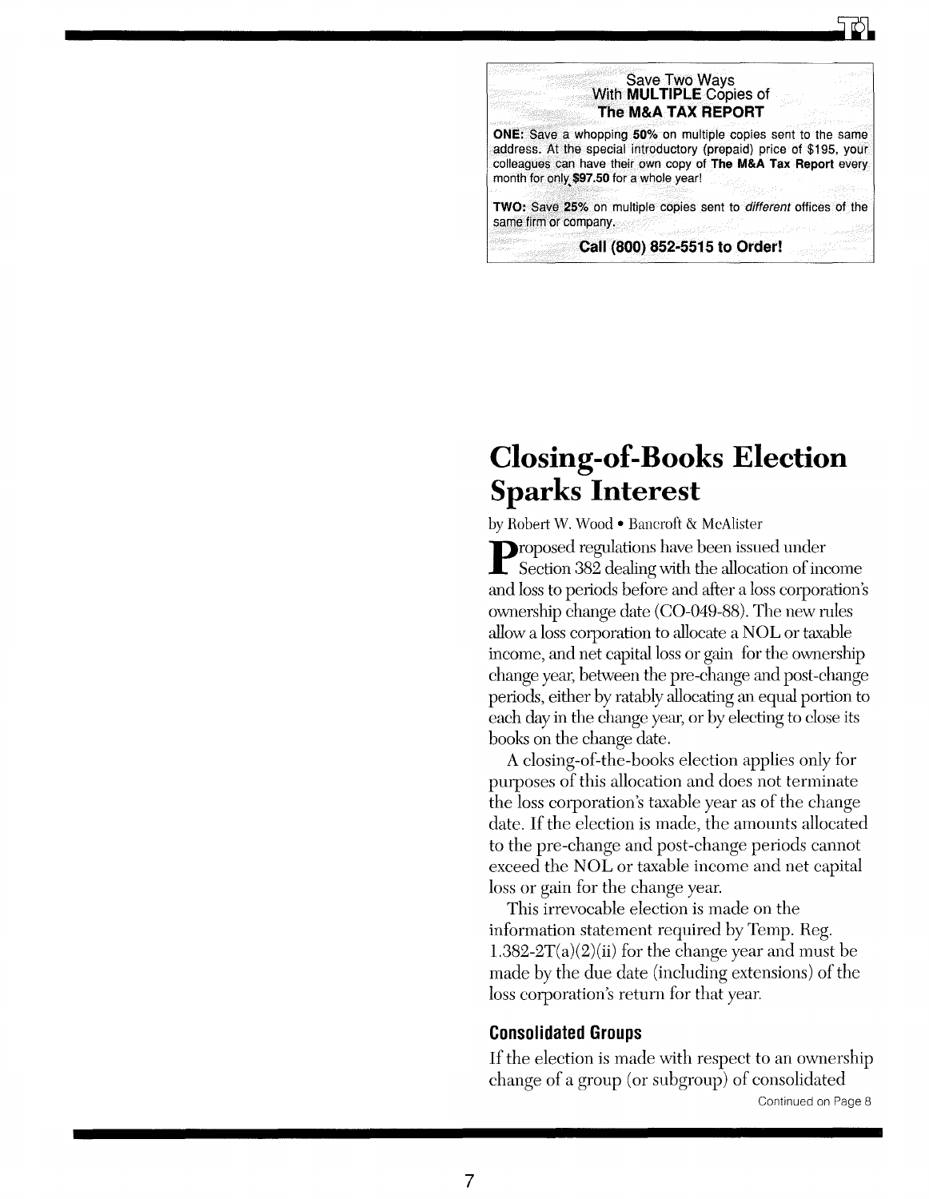**Save Two Ways**
**With MULTIPLE Copies of**
**The M&A TAX REPORT**

**ONE:** Save a whopping **50%** on multiple copies sent to the same address. At the special introductory (prepaid) price of $195, your colleagues can have their own copy of **The M&A Tax Report** every month for only **$97.50** for a whole year!

**TWO:** Save **25%** on multiple copies sent to *different* offices of the same firm or company.

**Call (800) 852-5515 to Order!**

# Closing-of-Books Election Sparks Interest

by Robert W. Wood • Bancroft & McAlister

Proposed regulations have been issued under Section 382 dealing with the allocation of income and loss to periods before and after a loss corporation's ownership change date (CO-049-88). The new rules allow a loss corporation to allocate a NOL or taxable income, and net capital loss or gain for the ownership change year, between the pre-change and post-change periods, either by ratably allocating an equal portion to each day in the change year, or by electing to close its books on the change date.

A closing-of-the-books election applies only for purposes of this allocation and does not terminate the loss corporation's taxable year as of the change date. If the election is made, the amounts allocated to the pre-change and post-change periods cannot exceed the NOL or taxable income and net capital loss or gain for the change year.

This irrevocable election is made on the information statement required by Temp. Reg. 1.382-2T(a)(2)(ii) for the change year and must be made by the due date (including extensions) of the loss corporation's return for that year.

## Consolidated Groups

If the election is made with respect to an ownership change of a group (or subgroup) of consolidated

Continued on Page 8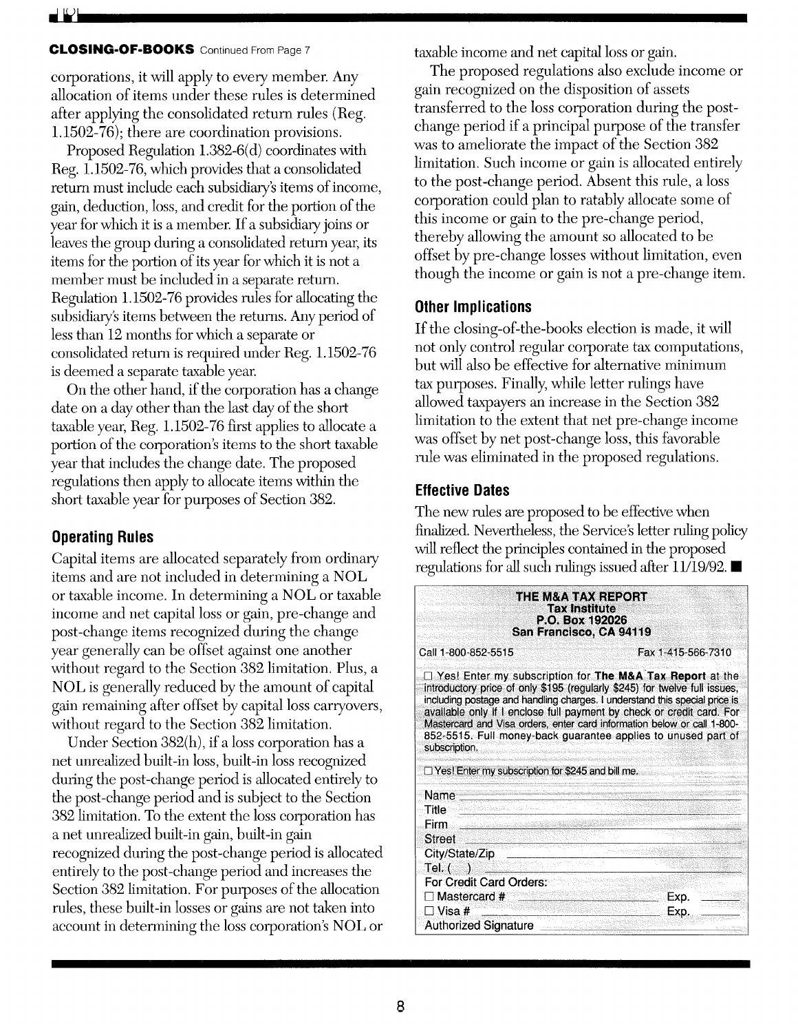**CLOSING-OF-BOOKS** Continued From Page 7

corporations, it will apply to every member. Any allocation of items under these rules is determined after applying the consolidated return rules (Reg. 1.1502-76); there are coordination provisions.

Proposed Regulation 1.382-6(d) coordinates with Reg. 1.1502-76, which provides that a consolidated return must include each subsidiary's items of income, gain, deduction, loss, and credit for the portion of the year for which it is a member. If a subsidiary joins or leaves the group during a consolidated return year, its items for the portion of its year for which it is not a member must be included in a separate return. Regulation 1.1502-76 provides rules for allocating the subsidiary's items between the returns. Any period of less than 12 months for which a separate or consolidated return is required under Reg. 1.1502-76 is deemed a separate taxable year.

On the other hand, if the corporation has a change date on a day other than the last day of the short taxable year, Reg. 1.1502-76 first applies to allocate a portion of the corporation's items to the short taxable year that includes the change date. The proposed regulations then apply to allocate items within the short taxable year for purposes of Section 382.

### Operating Rules

Capital items are allocated separately from ordinary items and are not included in determining a NOL or taxable income. In determining a NOL or taxable income and net capital loss or gain, pre-change and post-change items recognized during the change year generally can be offset against one another without regard to the Section 382 limitation. Plus, a NOL is generally reduced by the amount of capital gain remaining after offset by capital loss carryovers, without regard to the Section 382 limitation.

Under Section 382(h), if a loss corporation has a net unrealized built-in loss, built-in loss recognized during the post-change period is allocated entirely to the post-change period and is subject to the Section 382 limitation. To the extent the loss corporation has a net unrealized built-in gain, built-in gain recognized during the post-change period is allocated entirely to the post-change period and increases the Section 382 limitation. For purposes of the allocation rules, these built-in losses or gains are not taken into account in determining the loss corporation's NOL or taxable income and net capital loss or gain.

The proposed regulations also exclude income or gain recognized on the disposition of assets transferred to the loss corporation during the post-change period if a principal purpose of the transfer was to ameliorate the impact of the Section 382 limitation. Such income or gain is allocated entirely to the post-change period. Absent this rule, a loss corporation could plan to ratably allocate some of this income or gain to the pre-change period, thereby allowing the amount so allocated to be offset by pre-change losses without limitation, even though the income or gain is not a pre-change item.

### Other Implications

If the closing-of-the-books election is made, it will not only control regular corporate tax computations, but will also be effective for alternative minimum tax purposes. Finally, while letter rulings have allowed taxpayers an increase in the Section 382 limitation to the extent that net pre-change income was offset by net post-change loss, this favorable rule was eliminated in the proposed regulations.

### Effective Dates

The new rules are proposed to be effective when finalized. Nevertheless, the Service's letter ruling policy will reflect the principles contained in the proposed regulations for all such rulings issued after 11/19/92. ■

---

**THE M&A TAX REPORT**
**Tax Institute**
**P.O. Box 192026**
**San Francisco, CA 94119**

Call 1-800-852-5515 Fax 1-415-566-7310

☐ Yes! Enter my subscription for **The M&A Tax Report** at the introductory price of only $195 (regularly $245) for twelve full issues, including postage and handling charges. I understand this special price is available only if I enclose full payment by check or credit card. For Mastercard and Visa orders, enter card information below or call 1-800-852-5515. Full money-back guarantee applies to unused part of subscription.

☐ Yes! Enter my subscription for $245 and bill me.

Name
Title
Firm
Street
City/State/Zip
Tel. ( )
For Credit Card Orders:
☐ Mastercard # Exp.
☐ Visa # Exp.
Authorized Signature